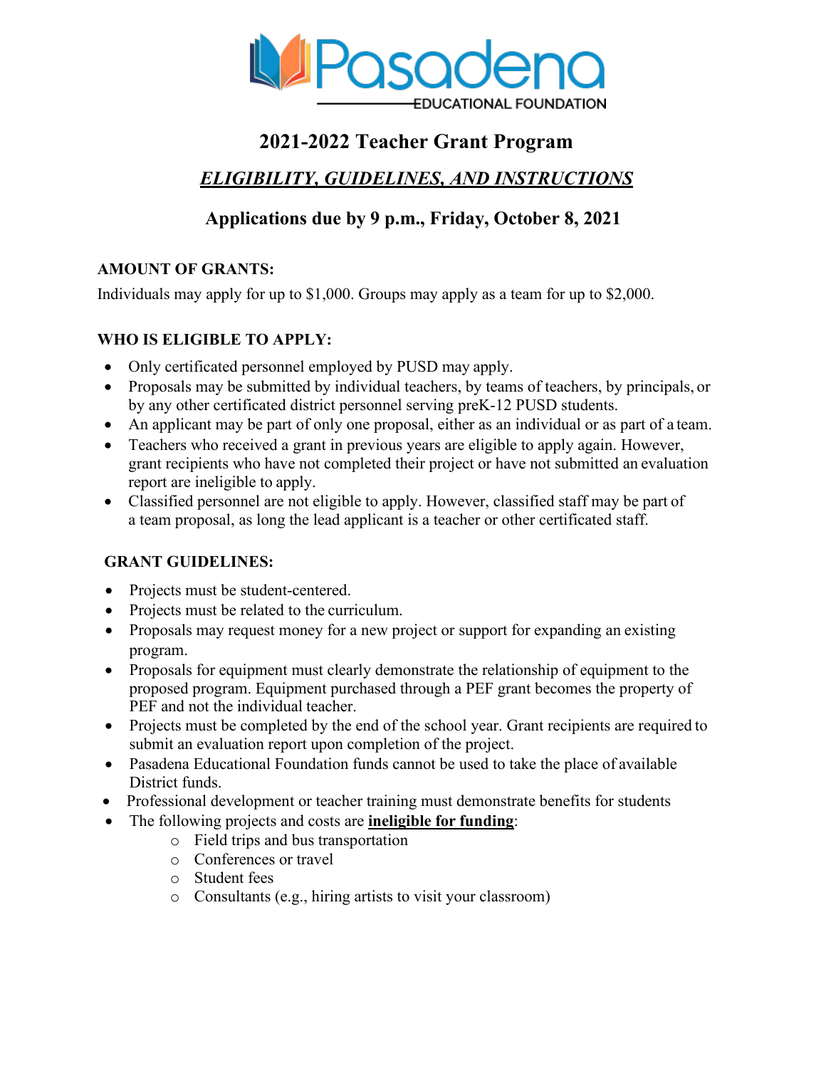Pasadena EDUCATIONAL FOUNDATION

# 2021-2022 Teacher Grant Program

## *ELIGIBILITY, GUIDELINES, AND INSTRUCTIONS*

## Applications due by 9 p.m., Friday, October 8, 2021

### AMOUNT OF GRANTS:

Individuals may apply for up to $1,000. Groups may apply as a team for up to $2,000.

### WHO IS ELIGIBLE TO APPLY:

- Only certificated personnel employed by PUSD may apply.
- Proposals may be submitted by individual teachers, by teams of teachers, by principals, or by any other certificated district personnel serving preK-12 PUSD students.
- An applicant may be part of only one proposal, either as an individual or as part of a team.
- Teachers who received a grant in previous years are eligible to apply again. However, grant recipients who have not completed their project or have not submitted an evaluation report are ineligible to apply.
- Classified personnel are not eligible to apply. However, classified staff may be part of a team proposal, as long the lead applicant is a teacher or other certificated staff.

### GRANT GUIDELINES:

- Projects must be student-centered.
- Projects must be related to the curriculum.
- Proposals may request money for a new project or support for expanding an existing program.
- Proposals for equipment must clearly demonstrate the relationship of equipment to the proposed program. Equipment purchased through a PEF grant becomes the property of PEF and not the individual teacher.
- Projects must be completed by the end of the school year. Grant recipients are required to submit an evaluation report upon completion of the project.
- Pasadena Educational Foundation funds cannot be used to take the place of available District funds.
- Professional development or teacher training must demonstrate benefits for students
- The following projects and costs are **ineligible for funding**:
  - Field trips and bus transportation
  - Conferences or travel
  - Student fees
  - Consultants (e.g., hiring artists to visit your classroom)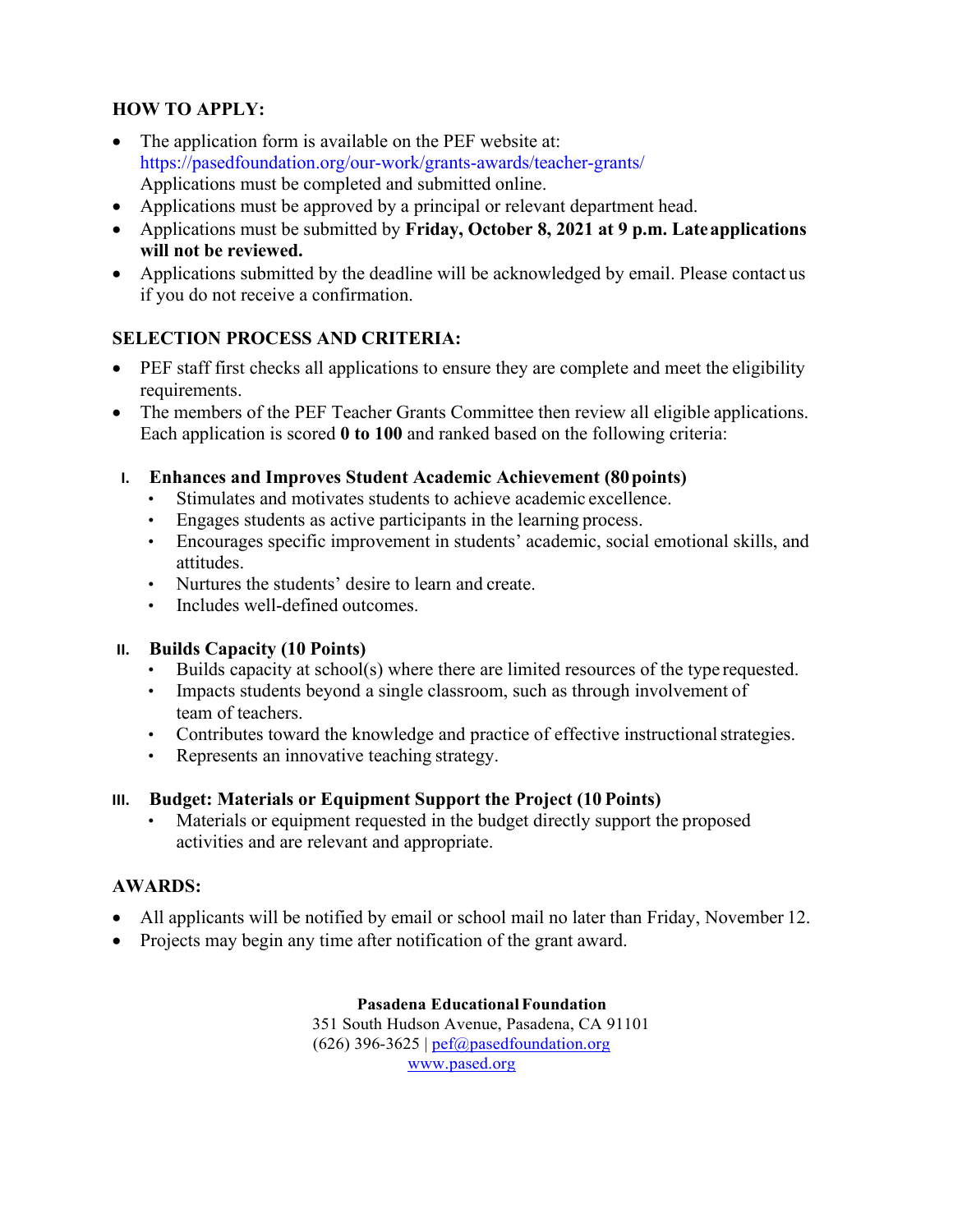## HOW TO APPLY:

- The application form is available on the PEF website at: https://pasedfoundation.org/our-work/grants-awards/teacher-grants/ Applications must be completed and submitted online.
- Applications must be approved by a principal or relevant department head.
- Applications must be submitted by **Friday, October 8, 2021 at 9 p.m. Late applications will not be reviewed.**
- Applications submitted by the deadline will be acknowledged by email. Please contact us if you do not receive a confirmation.

## SELECTION PROCESS AND CRITERIA:

- PEF staff first checks all applications to ensure they are complete and meet the eligibility requirements.
- The members of the PEF Teacher Grants Committee then review all eligible applications. Each application is scored **0 to 100** and ranked based on the following criteria:

### I. Enhances and Improves Student Academic Achievement (80 points)

- Stimulates and motivates students to achieve academic excellence.
- Engages students as active participants in the learning process.
- Encourages specific improvement in students' academic, social emotional skills, and attitudes.
- Nurtures the students' desire to learn and create.
- Includes well-defined outcomes.

### II. Builds Capacity (10 Points)

- Builds capacity at school(s) where there are limited resources of the type requested.
- Impacts students beyond a single classroom, such as through involvement of team of teachers.
- Contributes toward the knowledge and practice of effective instructional strategies.
- Represents an innovative teaching strategy.

### III. Budget: Materials or Equipment Support the Project (10 Points)

- Materials or equipment requested in the budget directly support the proposed activities and are relevant and appropriate.

## AWARDS:

- All applicants will be notified by email or school mail no later than Friday, November 12.
- Projects may begin any time after notification of the grant award.

**Pasadena Educational Foundation**
351 South Hudson Avenue, Pasadena, CA 91101
(626) 396-3625 | pef@pasedfoundation.org
www.pased.org